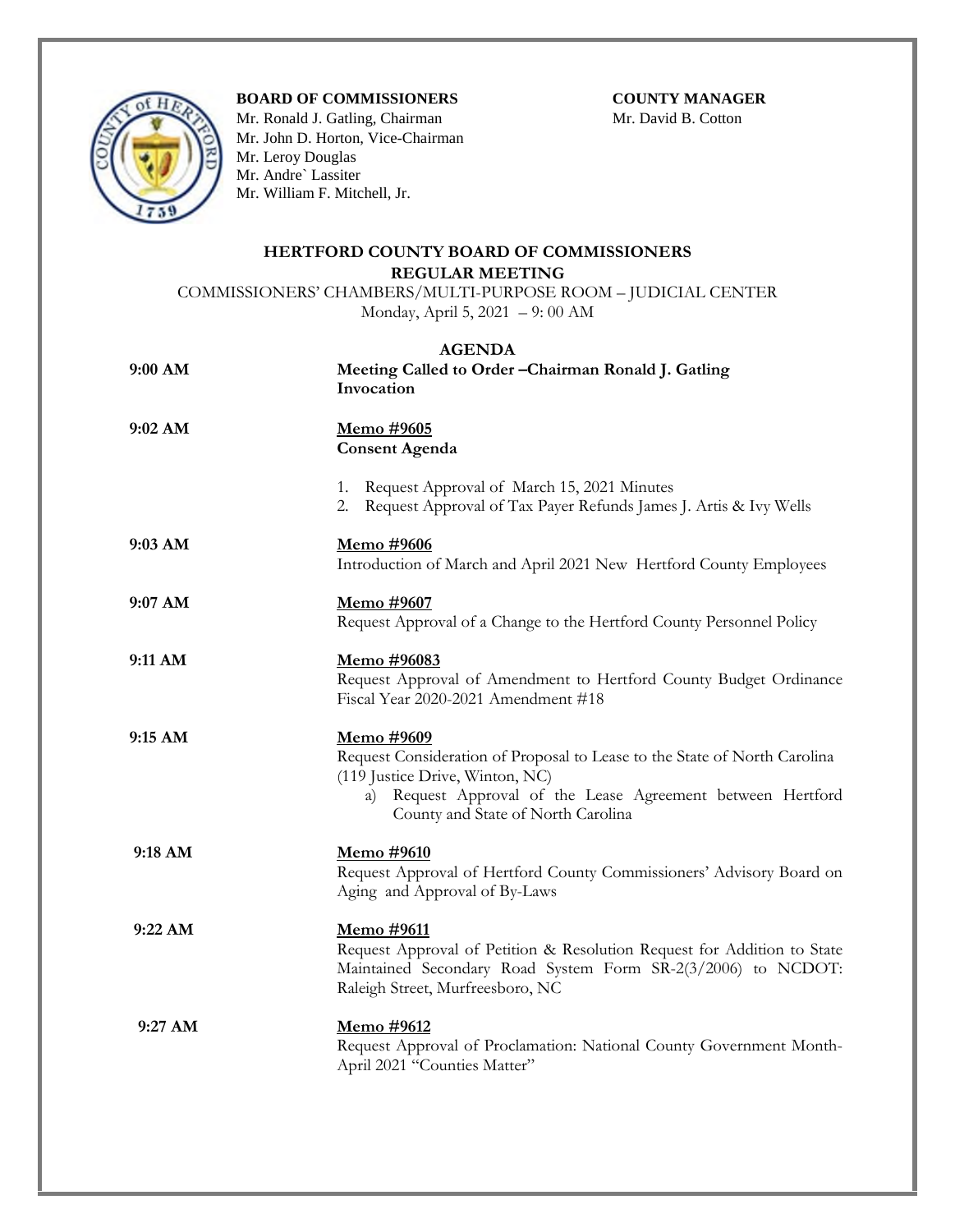**BOARD OF COMMISSIONERS**
Mr. Ronald J. Gatling, Chairman
Mr. John D. Horton, Vice-Chairman
Mr. Leroy Douglas
Mr. Andre` Lassiter
Mr. William F. Mitchell, Jr.

**COUNTY MANAGER**
Mr. David B. Cotton

# HERTFORD COUNTY BOARD OF COMMISSIONERS

## REGULAR MEETING

COMMISSIONERS' CHAMBERS/MULTI-PURPOSE ROOM – JUDICIAL CENTER
Monday, April 5, 2021 – 9: 00 AM

## AGENDA

**9:00 AM** — **Meeting Called to Order –Chairman Ronald J. Gatling**
**Invocation**

**9:02 AM** — **Memo #9605**
**Consent Agenda**

1. Request Approval of March 15, 2021 Minutes
2. Request Approval of Tax Payer Refunds James J. Artis & Ivy Wells

**9:03 AM** — **Memo #9606**
Introduction of March and April 2021 New Hertford County Employees

**9:07 AM** — **Memo #9607**
Request Approval of a Change to the Hertford County Personnel Policy

**9:11 AM** — **Memo #96083**
Request Approval of Amendment to Hertford County Budget Ordinance Fiscal Year 2020-2021 Amendment #18

**9:15 AM** — **Memo #9609**
Request Consideration of Proposal to Lease to the State of North Carolina (119 Justice Drive, Winton, NC)

a) Request Approval of the Lease Agreement between Hertford County and State of North Carolina

**9:18 AM** — **Memo #9610**
Request Approval of Hertford County Commissioners' Advisory Board on Aging and Approval of By-Laws

**9:22 AM** — **Memo #9611**
Request Approval of Petition & Resolution Request for Addition to State Maintained Secondary Road System Form SR-2(3/2006) to NCDOT: Raleigh Street, Murfreesboro, NC

**9:27 AM** — **Memo #9612**
Request Approval of Proclamation: National County Government Month-April 2021 "Counties Matter"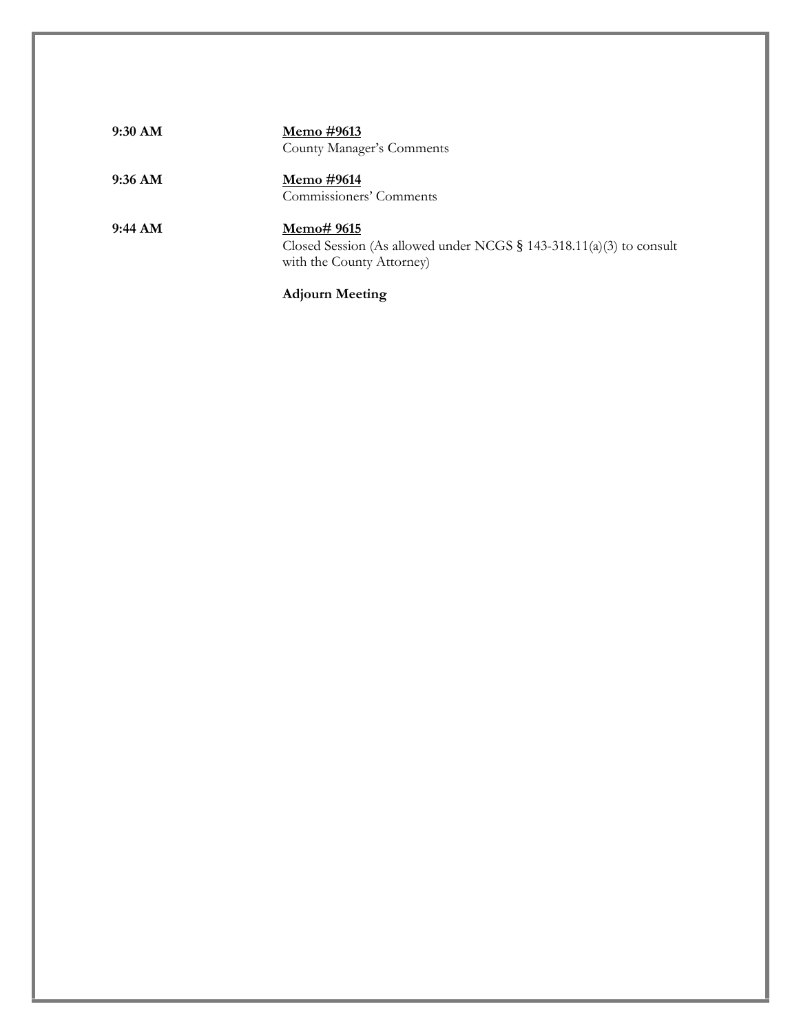| | |
|---|---|
| **9:30 AM** | **Memo #9613**<br>County Manager's Comments |
| **9:36 AM** | **Memo #9614**<br>Commissioners' Comments |
| **9:44 AM** | **Memo# 9615**<br>Closed Session (As allowed under NCGS § 143-318.11(a)(3) to consult with the County Attorney) |
| | **Adjourn Meeting** |